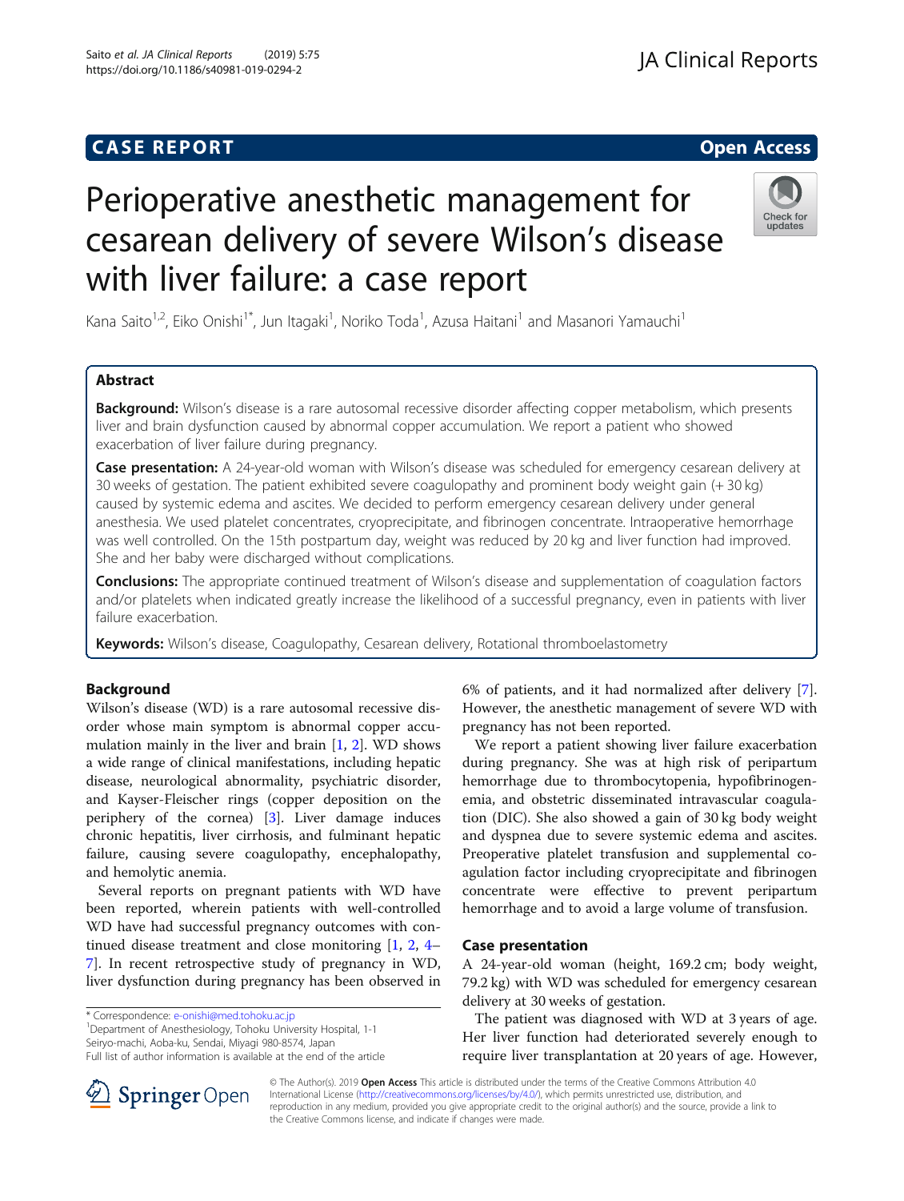CASE REPORT

Open Access

# Perioperative anesthetic management for cesarean delivery of severe Wilson's disease with liver failure: a case report

Kana Saito[1,2], Eiko Onishi[1*], Jun Itagaki[1], Noriko Toda[1], Azusa Haitani[1] and Masanori Yamauchi[1]

## Abstract

**Background:** Wilson's disease is a rare autosomal recessive disorder affecting copper metabolism, which presents liver and brain dysfunction caused by abnormal copper accumulation. We report a patient who showed exacerbation of liver failure during pregnancy.

**Case presentation:** A 24-year-old woman with Wilson's disease was scheduled for emergency cesarean delivery at 30 weeks of gestation. The patient exhibited severe coagulopathy and prominent body weight gain (+ 30 kg) caused by systemic edema and ascites. We decided to perform emergency cesarean delivery under general anesthesia. We used platelet concentrates, cryoprecipitate, and fibrinogen concentrate. Intraoperative hemorrhage was well controlled. On the 15th postpartum day, weight was reduced by 20 kg and liver function had improved. She and her baby were discharged without complications.

**Conclusions:** The appropriate continued treatment of Wilson's disease and supplementation of coagulation factors and/or platelets when indicated greatly increase the likelihood of a successful pregnancy, even in patients with liver failure exacerbation.

**Keywords:** Wilson's disease, Coagulopathy, Cesarean delivery, Rotational thromboelastometry

## Background

Wilson's disease (WD) is a rare autosomal recessive disorder whose main symptom is abnormal copper accumulation mainly in the liver and brain [1, 2]. WD shows a wide range of clinical manifestations, including hepatic disease, neurological abnormality, psychiatric disorder, and Kayser-Fleischer rings (copper deposition on the periphery of the cornea) [3]. Liver damage induces chronic hepatitis, liver cirrhosis, and fulminant hepatic failure, causing severe coagulopathy, encephalopathy, and hemolytic anemia.

Several reports on pregnant patients with WD have been reported, wherein patients with well-controlled WD have had successful pregnancy outcomes with continued disease treatment and close monitoring [1, 2, 4–7]. In recent retrospective study of pregnancy in WD, liver dysfunction during pregnancy has been observed in 6% of patients, and it had normalized after delivery [7]. However, the anesthetic management of severe WD with pregnancy has not been reported.

We report a patient showing liver failure exacerbation during pregnancy. She was at high risk of peripartum hemorrhage due to thrombocytopenia, hypofibrinogenemia, and obstetric disseminated intravascular coagulation (DIC). She also showed a gain of 30 kg body weight and dyspnea due to severe systemic edema and ascites. Preoperative platelet transfusion and supplemental coagulation factor including cryoprecipitate and fibrinogen concentrate were effective to prevent peripartum hemorrhage and to avoid a large volume of transfusion.

## Case presentation

A 24-year-old woman (height, 169.2 cm; body weight, 79.2 kg) with WD was scheduled for emergency cesarean delivery at 30 weeks of gestation.

The patient was diagnosed with WD at 3 years of age. Her liver function had deteriorated severely enough to require liver transplantation at 20 years of age. However,

\* Correspondence: e-onishi@med.tohoku.ac.jp
[1]Department of Anesthesiology, Tohoku University Hospital, 1-1 Seiryo-machi, Aoba-ku, Sendai, Miyagi 980-8574, Japan
Full list of author information is available at the end of the article

© The Author(s). 2019 **Open Access** This article is distributed under the terms of the Creative Commons Attribution 4.0 International License (http://creativecommons.org/licenses/by/4.0/), which permits unrestricted use, distribution, and reproduction in any medium, provided you give appropriate credit to the original author(s) and the source, provide a link to the Creative Commons license, and indicate if changes were made.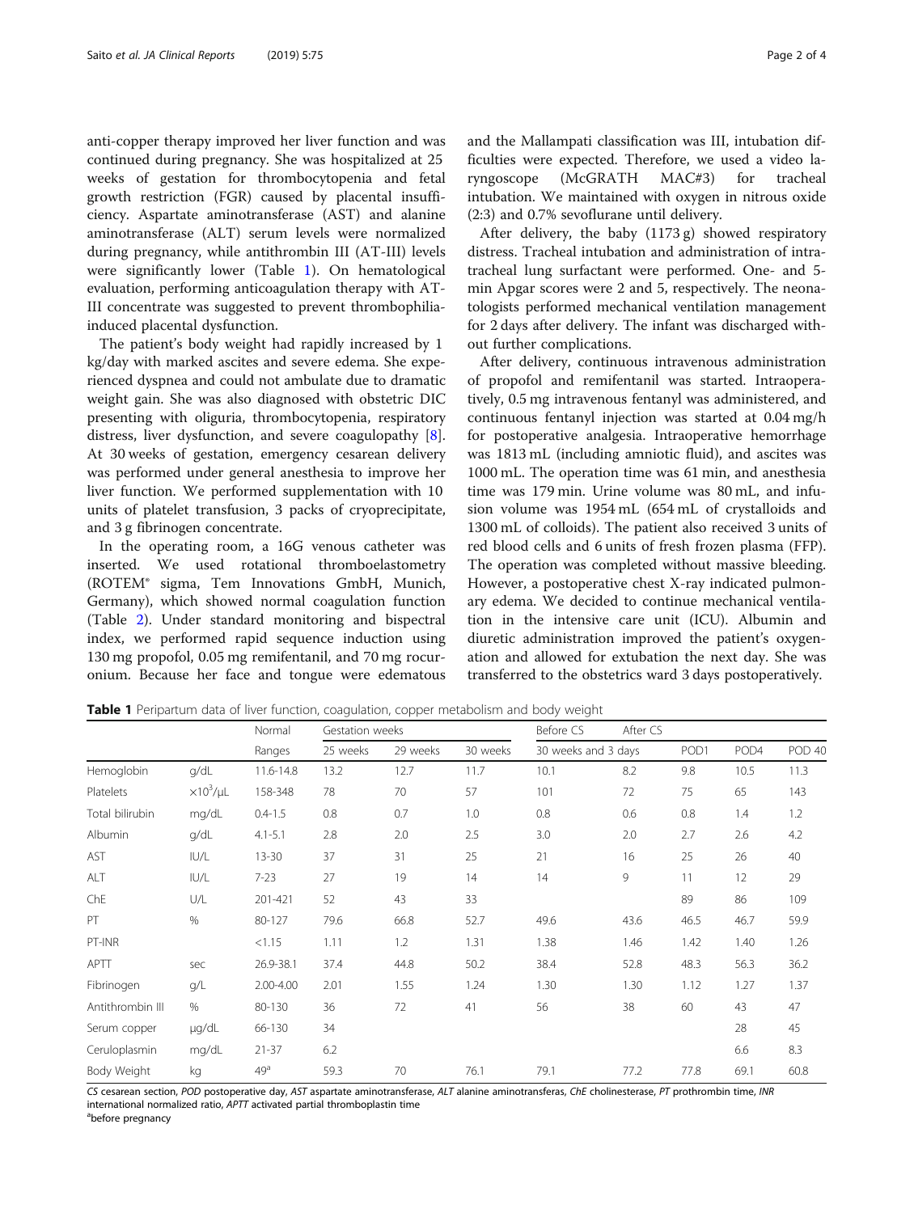anti-copper therapy improved her liver function and was continued during pregnancy. She was hospitalized at 25 weeks of gestation for thrombocytopenia and fetal growth restriction (FGR) caused by placental insufficiency. Aspartate aminotransferase (AST) and alanine aminotransferase (ALT) serum levels were normalized during pregnancy, while antithrombin III (AT-III) levels were significantly lower (Table 1). On hematological evaluation, performing anticoagulation therapy with AT-III concentrate was suggested to prevent thrombophilia-induced placental dysfunction.

The patient's body weight had rapidly increased by 1 kg/day with marked ascites and severe edema. She experienced dyspnea and could not ambulate due to dramatic weight gain. She was also diagnosed with obstetric DIC presenting with oliguria, thrombocytopenia, respiratory distress, liver dysfunction, and severe coagulopathy [8]. At 30 weeks of gestation, emergency cesarean delivery was performed under general anesthesia to improve her liver function. We performed supplementation with 10 units of platelet transfusion, 3 packs of cryoprecipitate, and 3 g fibrinogen concentrate.

In the operating room, a 16G venous catheter was inserted. We used rotational thromboelastometry (ROTEM® sigma, Tem Innovations GmbH, Munich, Germany), which showed normal coagulation function (Table 2). Under standard monitoring and bispectral index, we performed rapid sequence induction using 130 mg propofol, 0.05 mg remifentanil, and 70 mg rocuronium. Because her face and tongue were edematous and the Mallampati classification was III, intubation difficulties were expected. Therefore, we used a video laryngoscope (McGRATH MAC#3) for tracheal intubation. We maintained with oxygen in nitrous oxide (2:3) and 0.7% sevoflurane until delivery.

After delivery, the baby (1173 g) showed respiratory distress. Tracheal intubation and administration of intratracheal lung surfactant were performed. One- and 5-min Apgar scores were 2 and 5, respectively. The neonatologists performed mechanical ventilation management for 2 days after delivery. The infant was discharged without further complications.

After delivery, continuous intravenous administration of propofol and remifentanil was started. Intraoperatively, 0.5 mg intravenous fentanyl was administered, and continuous fentanyl injection was started at 0.04 mg/h for postoperative analgesia. Intraoperative hemorrhage was 1813 mL (including amniotic fluid), and ascites was 1000 mL. The operation time was 61 min, and anesthesia time was 179 min. Urine volume was 80 mL, and infusion volume was 1954 mL (654 mL of crystalloids and 1300 mL of colloids). The patient also received 3 units of red blood cells and 6 units of fresh frozen plasma (FFP). The operation was completed without massive bleeding. However, a postoperative chest X-ray indicated pulmonary edema. We decided to continue mechanical ventilation in the intensive care unit (ICU). Albumin and diuretic administration improved the patient's oxygenation and allowed for extubation the next day. She was transferred to the obstetrics ward 3 days postoperatively.

**Table 1** Peripartum data of liver function, coagulation, copper metabolism and body weight

| | | Normal | Gestation weeks | | | Before CS | After CS | | | |
|---|---|---|---|---|---|---|---|---|---|---|
| | | Ranges | 25 weeks | 29 weeks | 30 weeks | 30 weeks and 3 days | | POD1 | POD4 | POD 40 |
| Hemoglobin | g/dL | 11.6-14.8 | 13.2 | 12.7 | 11.7 | 10.1 | 8.2 | 9.8 | 10.5 | 11.3 |
| Platelets | $\times 10^3/\mu L$ | 158-348 | 78 | 70 | 57 | 101 | 72 | 75 | 65 | 143 |
| Total bilirubin | mg/dL | 0.4-1.5 | 0.8 | 0.7 | 1.0 | 0.8 | 0.6 | 0.8 | 1.4 | 1.2 |
| Albumin | g/dL | 4.1-5.1 | 2.8 | 2.0 | 2.5 | 3.0 | 2.0 | 2.7 | 2.6 | 4.2 |
| AST | IU/L | 13-30 | 37 | 31 | 25 | 21 | 16 | 25 | 26 | 40 |
| ALT | IU/L | 7-23 | 27 | 19 | 14 | 14 | 9 | 11 | 12 | 29 |
| ChE | U/L | 201-421 | 52 | 43 | 33 | | | 89 | 86 | 109 |
| PT | % | 80-127 | 79.6 | 66.8 | 52.7 | 49.6 | 43.6 | 46.5 | 46.7 | 59.9 |
| PT-INR | | <1.15 | 1.11 | 1.2 | 1.31 | 1.38 | 1.46 | 1.42 | 1.40 | 1.26 |
| APTT | sec | 26.9-38.1 | 37.4 | 44.8 | 50.2 | 38.4 | 52.8 | 48.3 | 56.3 | 36.2 |
| Fibrinogen | g/L | 2.00-4.00 | 2.01 | 1.55 | 1.24 | 1.30 | 1.30 | 1.12 | 1.27 | 1.37 |
| Antithrombin III | % | 80-130 | 36 | 72 | 41 | 56 | 38 | 60 | 43 | 47 |
| Serum copper | μg/dL | 66-130 | 34 | | | | | | 28 | 45 |
| Ceruloplasmin | mg/dL | 21-37 | 6.2 | | | | | | 6.6 | 8.3 |
| Body Weight | kg | 49[a] | 59.3 | 70 | 76.1 | 79.1 | 77.2 | 77.8 | 69.1 | 60.8 |

*CS* cesarean section, *POD* postoperative day, *AST* aspartate aminotransferase, *ALT* alanine aminotransferas, *ChE* cholinesterase, *PT* prothrombin time, *INR* international normalized ratio, *APTT* activated partial thromboplastin time

[a]before pregnancy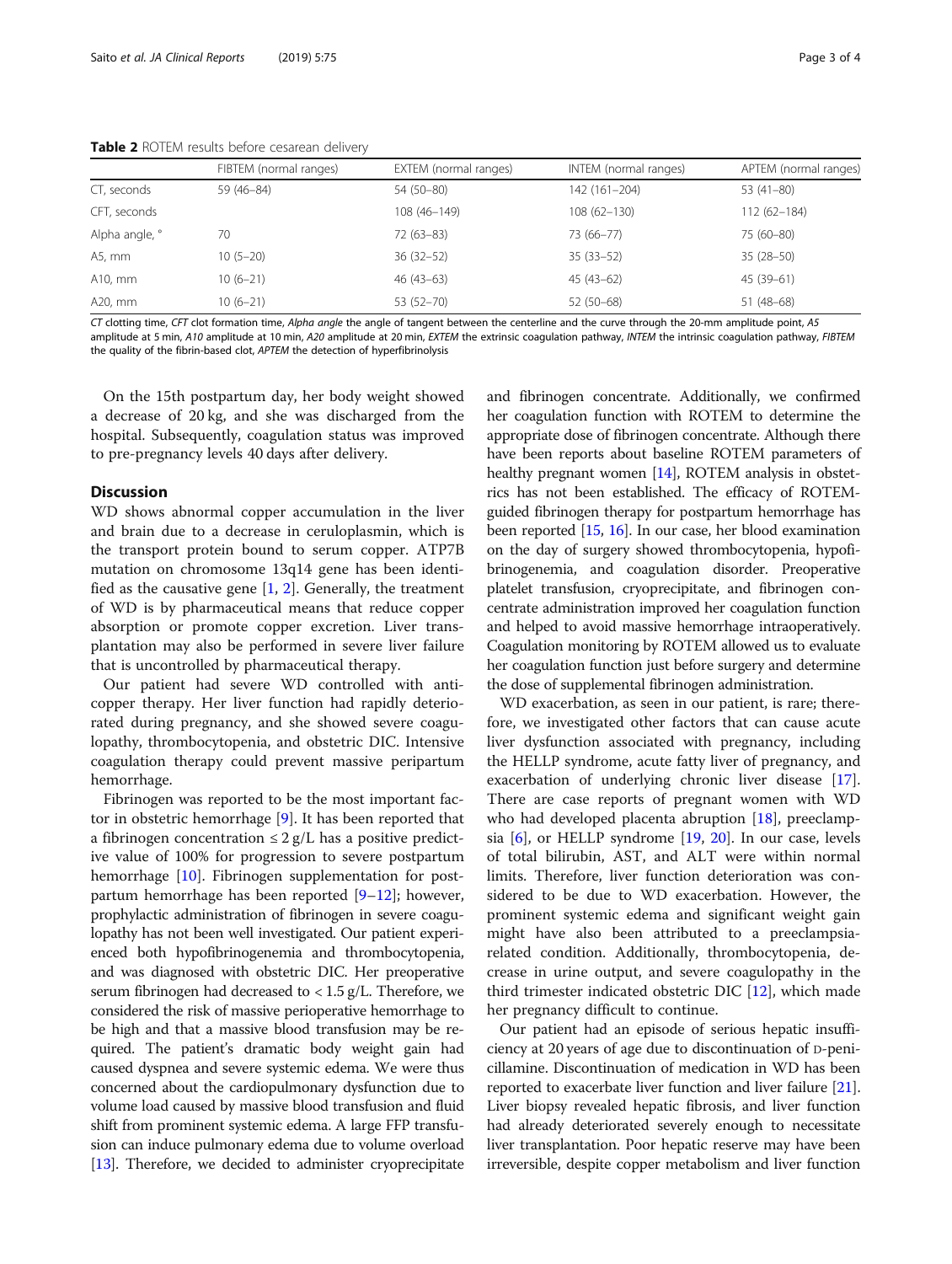**Table 2** ROTEM results before cesarean delivery

| | FIBTEM (normal ranges) | EXTEM (normal ranges) | INTEM (normal ranges) | APTEM (normal ranges) |
|---|---|---|---|---|
| CT, seconds | 59 (46–84) | 54 (50–80) | 142 (161–204) | 53 (41–80) |
| CFT, seconds | | 108 (46–149) | 108 (62–130) | 112 (62–184) |
| Alpha angle, ° | 70 | 72 (63–83) | 73 (66–77) | 75 (60–80) |
| A5, mm | 10 (5–20) | 36 (32–52) | 35 (33–52) | 35 (28–50) |
| A10, mm | 10 (6–21) | 46 (43–63) | 45 (43–62) | 45 (39–61) |
| A20, mm | 10 (6–21) | 53 (52–70) | 52 (50–68) | 51 (48–68) |

*CT* clotting time, *CFT* clot formation time, *Alpha angle* the angle of tangent between the centerline and the curve through the 20-mm amplitude point, *A5* amplitude at 5 min, *A10* amplitude at 10 min, *A20* amplitude at 20 min, *EXTEM* the extrinsic coagulation pathway, *INTEM* the intrinsic coagulation pathway, *FIBTEM* the quality of the fibrin-based clot, *APTEM* the detection of hyperfibrinolysis

On the 15th postpartum day, her body weight showed a decrease of 20 kg, and she was discharged from the hospital. Subsequently, coagulation status was improved to pre-pregnancy levels 40 days after delivery.

## Discussion

WD shows abnormal copper accumulation in the liver and brain due to a decrease in ceruloplasmin, which is the transport protein bound to serum copper. ATP7B mutation on chromosome 13q14 gene has been identified as the causative gene [1, 2]. Generally, the treatment of WD is by pharmaceutical means that reduce copper absorption or promote copper excretion. Liver transplantation may also be performed in severe liver failure that is uncontrolled by pharmaceutical therapy.

Our patient had severe WD controlled with anti-copper therapy. Her liver function had rapidly deteriorated during pregnancy, and she showed severe coagulopathy, thrombocytopenia, and obstetric DIC. Intensive coagulation therapy could prevent massive peripartum hemorrhage.

Fibrinogen was reported to be the most important factor in obstetric hemorrhage [9]. It has been reported that a fibrinogen concentration ≤ 2 g/L has a positive predictive value of 100% for progression to severe postpartum hemorrhage [10]. Fibrinogen supplementation for postpartum hemorrhage has been reported [9–12]; however, prophylactic administration of fibrinogen in severe coagulopathy has not been well investigated. Our patient experienced both hypofibrinogenemia and thrombocytopenia, and was diagnosed with obstetric DIC. Her preoperative serum fibrinogen had decreased to < 1.5 g/L. Therefore, we considered the risk of massive perioperative hemorrhage to be high and that a massive blood transfusion may be required. The patient's dramatic body weight gain had caused dyspnea and severe systemic edema. We were thus concerned about the cardiopulmonary dysfunction due to volume load caused by massive blood transfusion and fluid shift from prominent systemic edema. A large FFP transfusion can induce pulmonary edema due to volume overload [13]. Therefore, we decided to administer cryoprecipitate and fibrinogen concentrate. Additionally, we confirmed her coagulation function with ROTEM to determine the appropriate dose of fibrinogen concentrate. Although there have been reports about baseline ROTEM parameters of healthy pregnant women [14], ROTEM analysis in obstetrics has not been established. The efficacy of ROTEM-guided fibrinogen therapy for postpartum hemorrhage has been reported [15, 16]. In our case, her blood examination on the day of surgery showed thrombocytopenia, hypofibrinogenemia, and coagulation disorder. Preoperative platelet transfusion, cryoprecipitate, and fibrinogen concentrate administration improved her coagulation function and helped to avoid massive hemorrhage intraoperatively. Coagulation monitoring by ROTEM allowed us to evaluate her coagulation function just before surgery and determine the dose of supplemental fibrinogen administration.

WD exacerbation, as seen in our patient, is rare; therefore, we investigated other factors that can cause acute liver dysfunction associated with pregnancy, including the HELLP syndrome, acute fatty liver of pregnancy, and exacerbation of underlying chronic liver disease [17]. There are case reports of pregnant women with WD who had developed placenta abruption [18], preeclampsia [6], or HELLP syndrome [19, 20]. In our case, levels of total bilirubin, AST, and ALT were within normal limits. Therefore, liver function deterioration was considered to be due to WD exacerbation. However, the prominent systemic edema and significant weight gain might have also been attributed to a preeclampsia-related condition. Additionally, thrombocytopenia, decrease in urine output, and severe coagulopathy in the third trimester indicated obstetric DIC [12], which made her pregnancy difficult to continue.

Our patient had an episode of serious hepatic insufficiency at 20 years of age due to discontinuation of D-penicillamine. Discontinuation of medication in WD has been reported to exacerbate liver function and liver failure [21]. Liver biopsy revealed hepatic fibrosis, and liver function had already deteriorated severely enough to necessitate liver transplantation. Poor hepatic reserve may have been irreversible, despite copper metabolism and liver function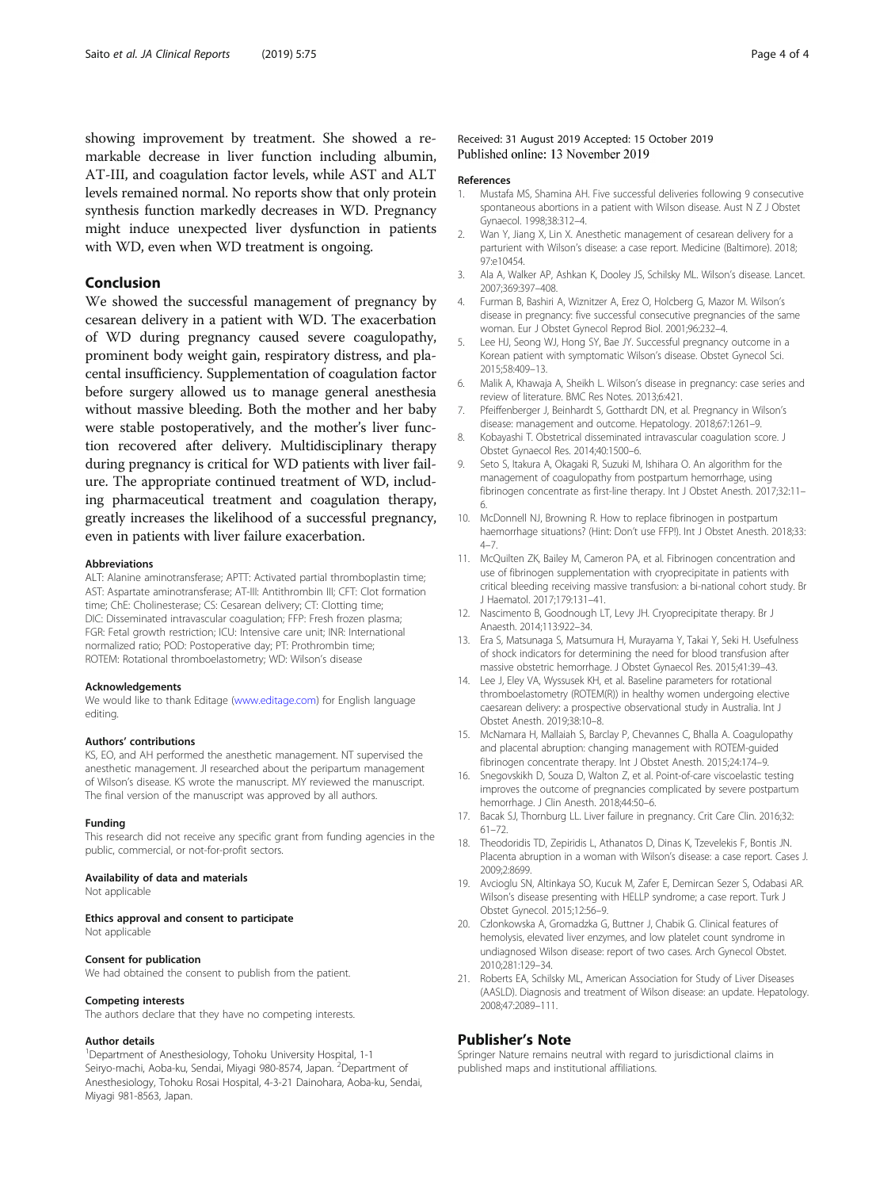showing improvement by treatment. She showed a remarkable decrease in liver function including albumin, AT-III, and coagulation factor levels, while AST and ALT levels remained normal. No reports show that only protein synthesis function markedly decreases in WD. Pregnancy might induce unexpected liver dysfunction in patients with WD, even when WD treatment is ongoing.

## Conclusion

We showed the successful management of pregnancy by cesarean delivery in a patient with WD. The exacerbation of WD during pregnancy caused severe coagulopathy, prominent body weight gain, respiratory distress, and placental insufficiency. Supplementation of coagulation factor before surgery allowed us to manage general anesthesia without massive bleeding. Both the mother and her baby were stable postoperatively, and the mother's liver function recovered after delivery. Multidisciplinary therapy during pregnancy is critical for WD patients with liver failure. The appropriate continued treatment of WD, including pharmaceutical treatment and coagulation therapy, greatly increases the likelihood of a successful pregnancy, even in patients with liver failure exacerbation.

#### Abbreviations

ALT: Alanine aminotransferase; APTT: Activated partial thromboplastin time; AST: Aspartate aminotransferase; AT-III: Antithrombin III; CFT: Clot formation time; ChE: Cholinesterase; CS: Cesarean delivery; CT: Clotting time; DIC: Disseminated intravascular coagulation; FFP: Fresh frozen plasma; FGR: Fetal growth restriction; ICU: Intensive care unit; INR: International normalized ratio; POD: Postoperative day; PT: Prothrombin time; ROTEM: Rotational thromboelastometry; WD: Wilson's disease

#### Acknowledgements

We would like to thank Editage (www.editage.com) for English language editing.

#### Authors' contributions

KS, EO, and AH performed the anesthetic management. NT supervised the anesthetic management. JI researched about the peripartum management of Wilson's disease. KS wrote the manuscript. MY reviewed the manuscript. The final version of the manuscript was approved by all authors.

#### Funding

This research did not receive any specific grant from funding agencies in the public, commercial, or not-for-profit sectors.

#### Availability of data and materials

Not applicable

#### Ethics approval and consent to participate

Not applicable

#### Consent for publication

We had obtained the consent to publish from the patient.

#### Competing interests

The authors declare that they have no competing interests.

#### Author details

[1]Department of Anesthesiology, Tohoku University Hospital, 1-1 Seiryo-machi, Aoba-ku, Sendai, Miyagi 980-8574, Japan. [2]Department of Anesthesiology, Tohoku Rosai Hospital, 4-3-21 Dainohara, Aoba-ku, Sendai, Miyagi 981-8563, Japan.

Received: 31 August 2019 Accepted: 15 October 2019
Published online: 13 November 2019

#### References

1. Mustafa MS, Shamina AH. Five successful deliveries following 9 consecutive spontaneous abortions in a patient with Wilson disease. Aust N Z J Obstet Gynaecol. 1998;38:312–4.
2. Wan Y, Jiang X, Lin X. Anesthetic management of cesarean delivery for a parturient with Wilson's disease: a case report. Medicine (Baltimore). 2018; 97:e10454.
3. Ala A, Walker AP, Ashkan K, Dooley JS, Schilsky ML. Wilson's disease. Lancet. 2007;369:397–408.
4. Furman B, Bashiri A, Wiznitzer A, Erez O, Holcberg G, Mazor M. Wilson's disease in pregnancy: five successful consecutive pregnancies of the same woman. Eur J Obstet Gynecol Reprod Biol. 2001;96:232–4.
5. Lee HJ, Seong WJ, Hong SY, Bae JY. Successful pregnancy outcome in a Korean patient with symptomatic Wilson's disease. Obstet Gynecol Sci. 2015;58:409–13.
6. Malik A, Khawaja A, Sheikh L. Wilson's disease in pregnancy: case series and review of literature. BMC Res Notes. 2013;6:421.
7. Pfeiffenberger J, Beinhardt S, Gotthardt DN, et al. Pregnancy in Wilson's disease: management and outcome. Hepatology. 2018;67:1261–9.
8. Kobayashi T. Obstetrical disseminated intravascular coagulation score. J Obstet Gynaecol Res. 2014;40:1500–6.
9. Seto S, Itakura A, Okagaki R, Suzuki M, Ishihara O. An algorithm for the management of coagulopathy from postpartum hemorrhage, using fibrinogen concentrate as first-line therapy. Int J Obstet Anesth. 2017;32:11–6.
10. McDonnell NJ, Browning R. How to replace fibrinogen in postpartum haemorrhage situations? (Hint: Don't use FFP!). Int J Obstet Anesth. 2018;33:4–7.
11. McQuilten ZK, Bailey M, Cameron PA, et al. Fibrinogen concentration and use of fibrinogen supplementation with cryoprecipitate in patients with critical bleeding receiving massive transfusion: a bi-national cohort study. Br J Haematol. 2017;179:131–41.
12. Nascimento B, Goodnough LT, Levy JH. Cryoprecipitate therapy. Br J Anaesth. 2014;113:922–34.
13. Era S, Matsunaga S, Matsumura H, Murayama Y, Takai Y, Seki H. Usefulness of shock indicators for determining the need for blood transfusion after massive obstetric hemorrhage. J Obstet Gynaecol Res. 2015;41:39–43.
14. Lee J, Eley VA, Wyssusek KH, et al. Baseline parameters for rotational thromboelastometry (ROTEM(R)) in healthy women undergoing elective caesarean delivery: a prospective observational study in Australia. Int J Obstet Anesth. 2019;38:10–8.
15. McNamara H, Mallaiah S, Barclay P, Chevannes C, Bhalla A. Coagulopathy and placental abruption: changing management with ROTEM-guided fibrinogen concentrate therapy. Int J Obstet Anesth. 2015;24:174–9.
16. Snegovskikh D, Souza D, Walton Z, et al. Point-of-care viscoelastic testing improves the outcome of pregnancies complicated by severe postpartum hemorrhage. J Clin Anesth. 2018;44:50–6.
17. Bacak SJ, Thornburg LL. Liver failure in pregnancy. Crit Care Clin. 2016;32:61–72.
18. Theodoridis TD, Zepiridis L, Athanatos D, Dinas K, Tzevelekis F, Bontis JN. Placenta abruption in a woman with Wilson's disease: a case report. Cases J. 2009;2:8699.
19. Avcioglu SN, Altinkaya SO, Kucuk M, Zafer E, Demircan Sezer S, Odabasi AR. Wilson's disease presenting with HELLP syndrome; a case report. Turk J Obstet Gynecol. 2015;12:56–9.
20. Czlonkowska A, Gromadzka G, Buttner J, Chabik G. Clinical features of hemolysis, elevated liver enzymes, and low platelet count syndrome in undiagnosed Wilson disease: report of two cases. Arch Gynecol Obstet. 2010;281:129–34.
21. Roberts EA, Schilsky ML, American Association for Study of Liver Diseases (AASLD). Diagnosis and treatment of Wilson disease: an update. Hepatology. 2008;47:2089–111.

## Publisher's Note

Springer Nature remains neutral with regard to jurisdictional claims in published maps and institutional affiliations.